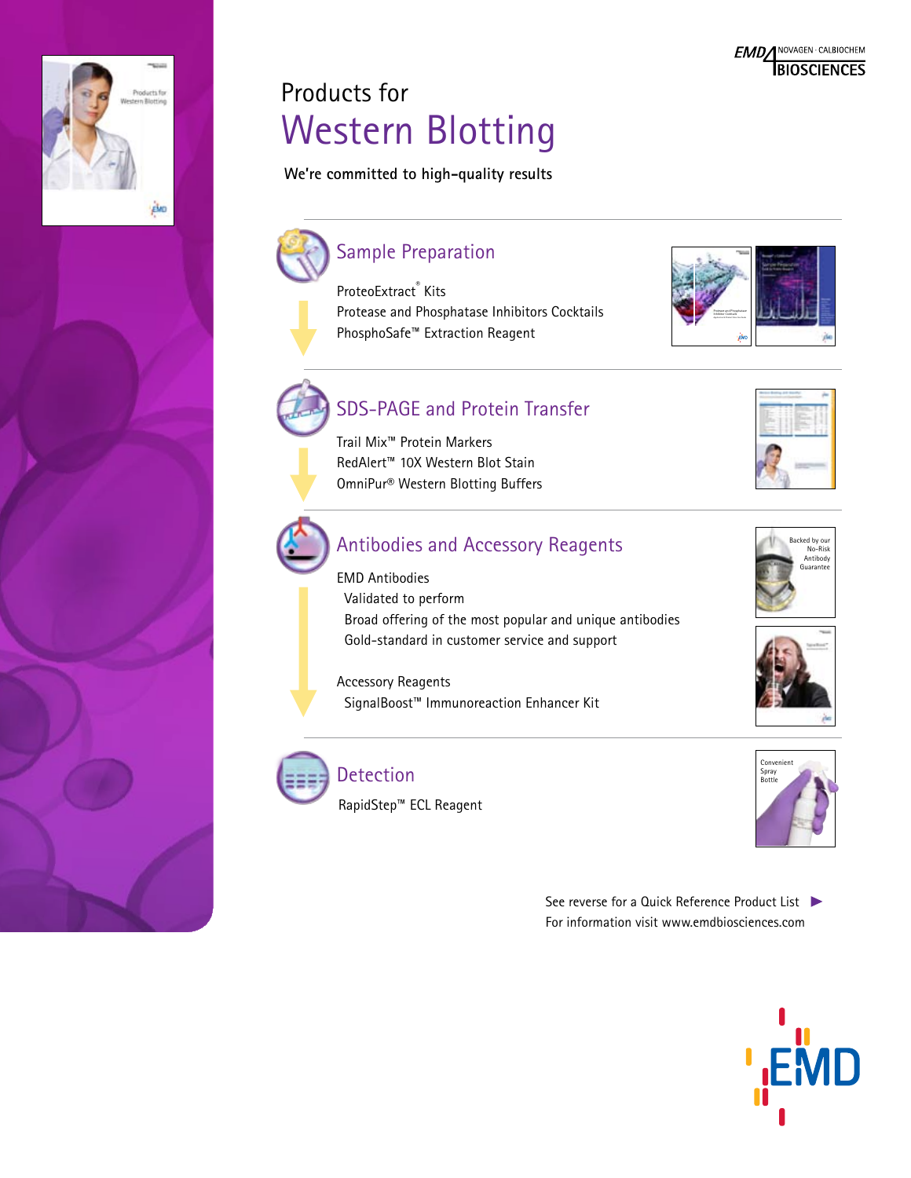EMD NOVAGEN · CALBIOCHEM BIOSCIENCES

# Products for Western Blotting

**We're committed to high-quality results**

## Sample Preparation

ProteoExtract® Kits
Protease and Phosphatase Inhibitors Cocktails
PhosphoSafe™ Extraction Reagent

## SDS-PAGE and Protein Transfer

Trail Mix™ Protein Markers
RedAlert™ 10X Western Blot Stain
OmniPur® Western Blotting Buffers

## Antibodies and Accessory Reagents

EMD Antibodies

- Validated to perform
- Broad offering of the most popular and unique antibodies
- Gold-standard in customer service and support

Accessory Reagents

- SignalBoost™ Immunoreaction Enhancer Kit

Backed by our No-Risk Antibody Guarantee

## Detection

RapidStep™ ECL Reagent

Convenient Spray Bottle

See reverse for a Quick Reference Product List ►
For information visit www.emdbiosciences.com

EMD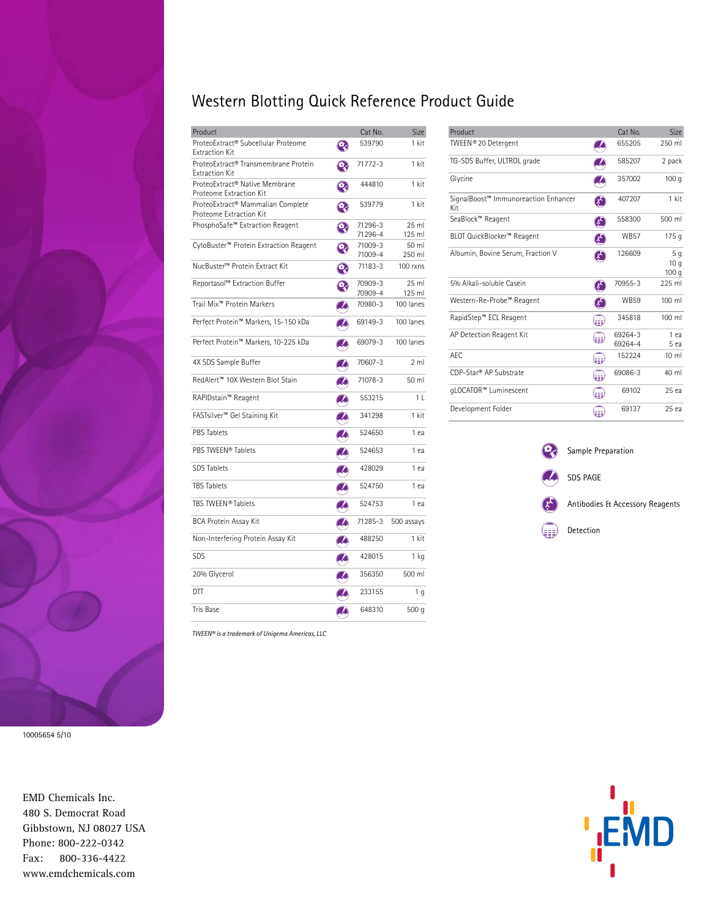# Western Blotting Quick Reference Product Guide

| Product | | Cat No. | Size |
|---|---|---|---|
| ProteoExtract® Subcellular Proteome Extraction Kit | Sample Preparation | 539790 | 1 kit |
| ProteoExtract® Transmembrane Protein Extraction Kit | Sample Preparation | 71772-3 | 1 kit |
| ProteoExtract® Native Membrane Proteome Extraction Kit | Sample Preparation | 444810 | 1 kit |
| ProteoExtract® Mammalian Complete Proteome Extraction Kit | Sample Preparation | 539779 | 1 kit |
| PhosphoSafe™ Extraction Reagent | Sample Preparation | 71296-3<br>71296-4 | 25 ml<br>125 ml |
| CytoBuster™ Protein Extraction Reagent | Sample Preparation | 71009-3<br>71009-4 | 50 ml<br>250 ml |
| NucBuster™ Protein Extract Kit | Sample Preparation | 71183-3 | 100 rxns |
| Reportasol™ Extraction Buffer | Sample Preparation | 70909-3<br>70909-4 | 25 ml<br>125 ml |
| Trail Mix™ Protein Markers | SDS PAGE | 70980-3 | 100 lanes |
| Perfect Protein™ Markers, 15-150 kDa | SDS PAGE | 69149-3 | 100 lanes |
| Perfect Protein™ Markers, 10-225 kDa | SDS PAGE | 69079-3 | 100 lanes |
| 4X SDS Sample Buffer | SDS PAGE | 70607-3 | 2 ml |
| RedAlert™ 10X Western Blot Stain | SDS PAGE | 71078-3 | 50 ml |
| RAPIDstain™ Reagent | SDS PAGE | 553215 | 1 L |
| FASTsilver™ Gel Staining Kit | SDS PAGE | 341298 | 1 kit |
| PBS Tablets | SDS PAGE | 524650 | 1 ea |
| PBS TWEEN® Tablets | SDS PAGE | 524653 | 1 ea |
| SDS Tablets | SDS PAGE | 428029 | 1 ea |
| TBS Tablets | SDS PAGE | 524750 | 1 ea |
| TBS TWEEN® Tablets | SDS PAGE | 524753 | 1 ea |
| BCA Protein Assay Kit | SDS PAGE | 71285-3 | 500 assays |
| Non-Interfering Protein Assay Kit | SDS PAGE | 488250 | 1 kit |
| SDS | SDS PAGE | 428015 | 1 kg |
| 20% Glycerol | SDS PAGE | 356350 | 500 ml |
| DTT | SDS PAGE | 233155 | 1 g |
| Tris Base | SDS PAGE | 648310 | 500 g |

*TWEEN® is a trademark of Uniqema Americas, LLC*

| Product | | Cat No. | Size |
|---|---|---|---|
| TWEEN® 20 Detergent | SDS PAGE | 655205 | 250 ml |
| TG-SDS Buffer, ULTROL grade | SDS PAGE | 585207 | 2 pack |
| Glycine | SDS PAGE | 357002 | 100 g |
| SignalBoost™ Immunoreaction Enhancer Kit | Antibodies & Accessory Reagents | 407207 | 1 kit |
| SeaBlock™ Reagent | Antibodies & Accessory Reagents | 558300 | 500 ml |
| BLOT QuickBlocker™ Reagent | Antibodies & Accessory Reagents | WB57 | 175 g |
| Albumin, Bovine Serum, Fraction V | Antibodies & Accessory Reagents | 126609 | 5 g<br>10 g<br>100 g |
| 5% Alkali-soluble Casein | Antibodies & Accessory Reagents | 70955-3 | 225 ml |
| Western-Re-Probe™ Reagent | Antibodies & Accessory Reagents | WB59 | 100 ml |
| RapidStep™ ECL Reagent | Detection | 345818 | 100 ml |
| AP Detection Reagent Kit | Detection | 69264-3<br>69264-4 | 1 ea<br>5 ea |
| AEC | Detection | 152224 | 10 ml |
| CDP-Star® AP Substrate | Detection | 69086-3 | 40 ml |
| gLOCATOR™ Luminescent | Detection | 69102 | 25 ea |
| Development Folder | Detection | 69137 | 25 ea |

Legend:
- Sample Preparation
- SDS PAGE
- Antibodies & Accessory Reagents
- Detection

10005654 5/10

EMD Chemicals Inc.
480 S. Democrat Road
Gibbstown, NJ 08027 USA
Phone: 800-222-0342
Fax: 800-336-4422
www.emdchemicals.com

EMD